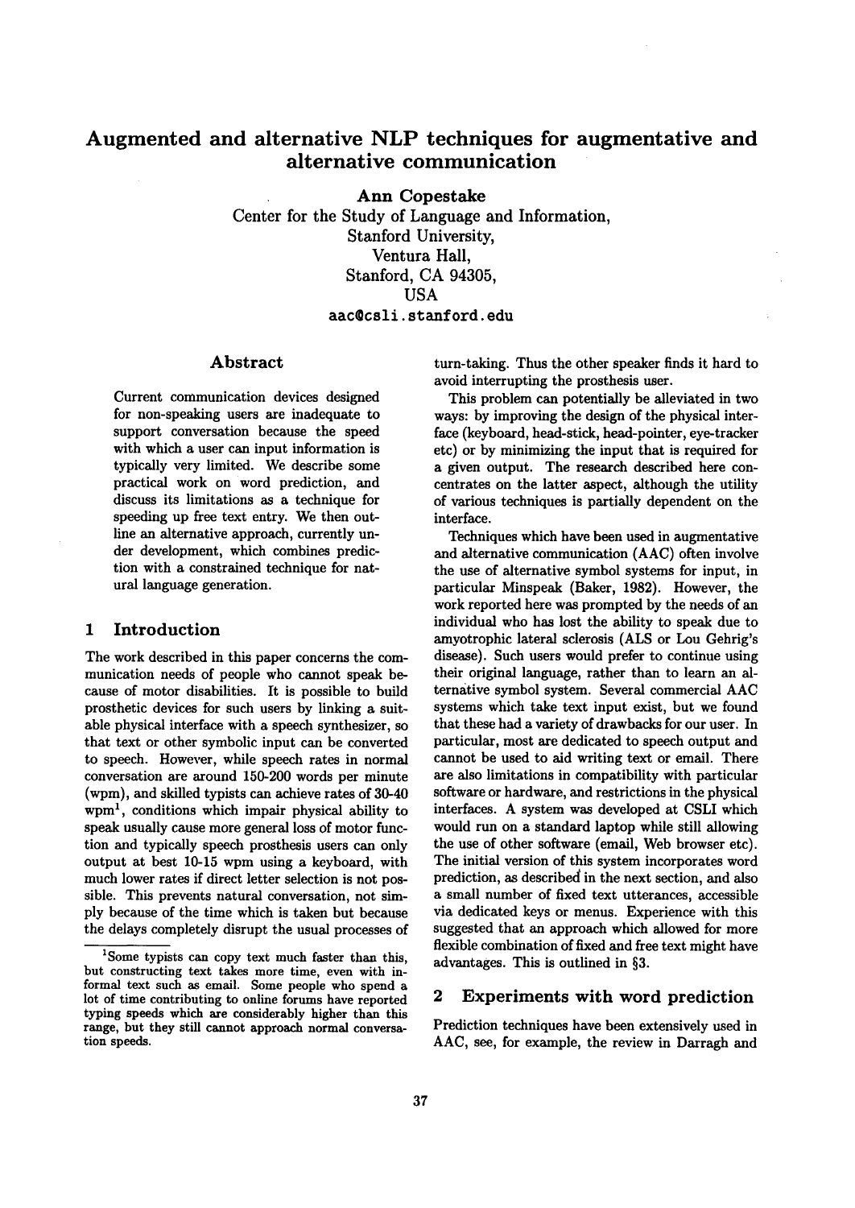# Augmented and alternative NLP techniques for augmentative and alternative communication

**Ann Copestake**

Center for the Study of Language and Information,
Stanford University,
Ventura Hall,
Stanford, CA 94305,
USA

aac@csli.stanford.edu

## Abstract

Current communication devices designed for non-speaking users are inadequate to support conversation because the speed with which a user can input information is typically very limited. We describe some practical work on word prediction, and discuss its limitations as a technique for speeding up free text entry. We then outline an alternative approach, currently under development, which combines prediction with a constrained technique for natural language generation.

## 1 Introduction

The work described in this paper concerns the communication needs of people who cannot speak because of motor disabilities. It is possible to build prosthetic devices for such users by linking a suitable physical interface with a speech synthesizer, so that text or other symbolic input can be converted to speech. However, while speech rates in normal conversation are around 150-200 words per minute (wpm), and skilled typists can achieve rates of 30-40 wpm[1], conditions which impair physical ability to speak usually cause more general loss of motor function and typically speech prosthesis users can only output at best 10-15 wpm using a keyboard, with much lower rates if direct letter selection is not possible. This prevents natural conversation, not simply because of the time which is taken but because the delays completely disrupt the usual processes of turn-taking. Thus the other speaker finds it hard to avoid interrupting the prosthesis user.

This problem can potentially be alleviated in two ways: by improving the design of the physical interface (keyboard, head-stick, head-pointer, eye-tracker etc) or by minimizing the input that is required for a given output. The research described here concentrates on the latter aspect, although the utility of various techniques is partially dependent on the interface.

Techniques which have been used in augmentative and alternative communication (AAC) often involve the use of alternative symbol systems for input, in particular Minspeak (Baker, 1982). However, the work reported here was prompted by the needs of an individual who has lost the ability to speak due to amyotrophic lateral sclerosis (ALS or Lou Gehrig's disease). Such users would prefer to continue using their original language, rather than to learn an alternative symbol system. Several commercial AAC systems which take text input exist, but we found that these had a variety of drawbacks for our user. In particular, most are dedicated to speech output and cannot be used to aid writing text or email. There are also limitations in compatibility with particular software or hardware, and restrictions in the physical interfaces. A system was developed at CSLI which would run on a standard laptop while still allowing the use of other software (email, Web browser etc). The initial version of this system incorporates word prediction, as described in the next section, and also a small number of fixed text utterances, accessible via dedicated keys or menus. Experience with this suggested that an approach which allowed for more flexible combination of fixed and free text might have advantages. This is outlined in §3.

## 2 Experiments with word prediction

Prediction techniques have been extensively used in AAC, see, for example, the review in Darragh and

[1] Some typists can copy text much faster than this, but constructing text takes more time, even with informal text such as email. Some people who spend a lot of time contributing to online forums have reported typing speeds which are considerably higher than this range, but they still cannot approach normal conversation speeds.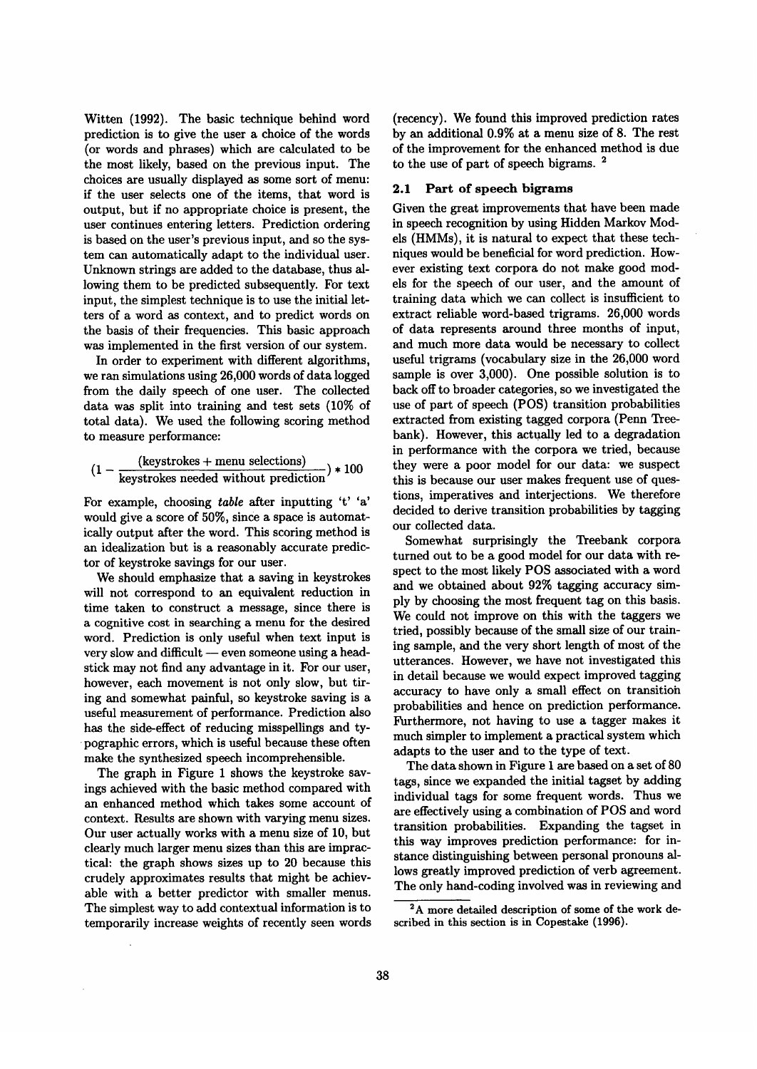Witten (1992). The basic technique behind word prediction is to give the user a choice of the words (or words and phrases) which are calculated to be the most likely, based on the previous input. The choices are usually displayed as some sort of menu: if the user selects one of the items, that word is output, but if no appropriate choice is present, the user continues entering letters. Prediction ordering is based on the user's previous input, and so the system can automatically adapt to the individual user. Unknown strings are added to the database, thus allowing them to be predicted subsequently. For text input, the simplest technique is to use the initial letters of a word as context, and to predict words on the basis of their frequencies. This basic approach was implemented in the first version of our system.

In order to experiment with different algorithms, we ran simulations using 26,000 words of data logged from the daily speech of one user. The collected data was split into training and test sets (10% of total data). We used the following scoring method to measure performance:

$$(1 - \frac{\text{(keystrokes + menu selections)}}{\text{keystrokes needed without prediction}}) * 100$$

For example, choosing *table* after inputting 't' 'a' would give a score of 50%, since a space is automatically output after the word. This scoring method is an idealization but is a reasonably accurate predictor of keystroke savings for our user.

We should emphasize that a saving in keystrokes will not correspond to an equivalent reduction in time taken to construct a message, since there is a cognitive cost in searching a menu for the desired word. Prediction is only useful when text input is very slow and difficult — even someone using a headstick may not find any advantage in it. For our user, however, each movement is not only slow, but tiring and somewhat painful, so keystroke saving is a useful measurement of performance. Prediction also has the side-effect of reducing misspellings and typographic errors, which is useful because these often make the synthesized speech incomprehensible.

The graph in Figure 1 shows the keystroke savings achieved with the basic method compared with an enhanced method which takes some account of context. Results are shown with varying menu sizes. Our user actually works with a menu size of 10, but clearly much larger menu sizes than this are impractical: the graph shows sizes up to 20 because this crudely approximates results that might be achievable with a better predictor with smaller menus. The simplest way to add contextual information is to temporarily increase weights of recently seen words (recency). We found this improved prediction rates by an additional 0.9% at a menu size of 8. The rest of the improvement for the enhanced method is due to the use of part of speech bigrams. [2]

### 2.1 Part of speech bigrams

Given the great improvements that have been made in speech recognition by using Hidden Markov Models (HMMs), it is natural to expect that these techniques would be beneficial for word prediction. However existing text corpora do not make good models for the speech of our user, and the amount of training data which we can collect is insufficient to extract reliable word-based trigrams. 26,000 words of data represents around three months of input, and much more data would be necessary to collect useful trigrams (vocabulary size in the 26,000 word sample is over 3,000). One possible solution is to back off to broader categories, so we investigated the use of part of speech (POS) transition probabilities extracted from existing tagged corpora (Penn Treebank). However, this actually led to a degradation in performance with the corpora we tried, because they were a poor model for our data: we suspect this is because our user makes frequent use of questions, imperatives and interjections. We therefore decided to derive transition probabilities by tagging our collected data.

Somewhat surprisingly the Treebank corpora turned out to be a good model for our data with respect to the most likely POS associated with a word and we obtained about 92% tagging accuracy simply by choosing the most frequent tag on this basis. We could not improve on this with the taggers we tried, possibly because of the small size of our training sample, and the very short length of most of the utterances. However, we have not investigated this in detail because we would expect improved tagging accuracy to have only a small effect on transition probabilities and hence on prediction performance. Furthermore, not having to use a tagger makes it much simpler to implement a practical system which adapts to the user and to the type of text.

The data shown in Figure 1 are based on a set of 80 tags, since we expanded the initial tagset by adding individual tags for some frequent words. Thus we are effectively using a combination of POS and word transition probabilities. Expanding the tagset in this way improves prediction performance: for instance distinguishing between personal pronouns allows greatly improved prediction of verb agreement. The only hand-coding involved was in reviewing and

[2] A more detailed description of some of the work described in this section is in Copestake (1996).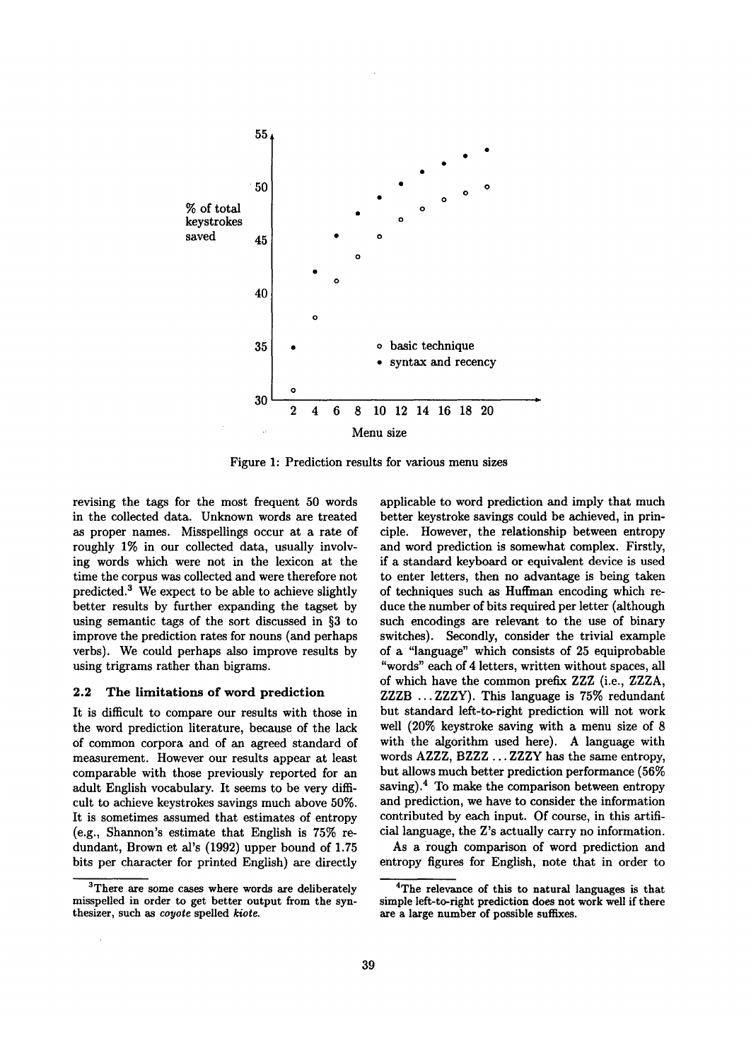Figure 1: Prediction results for various menu sizes

revising the tags for the most frequent 50 words in the collected data. Unknown words are treated as proper names. Misspellings occur at a rate of roughly 1% in our collected data, usually involving words which were not in the lexicon at the time the corpus was collected and were therefore not predicted.[3] We expect to be able to achieve slightly better results by further expanding the tagset by using semantic tags of the sort discussed in §3 to improve the prediction rates for nouns (and perhaps verbs). We could perhaps also improve results by using trigrams rather than bigrams.

## 2.2 The limitations of word prediction

It is difficult to compare our results with those in the word prediction literature, because of the lack of common corpora and of an agreed standard of measurement. However our results appear at least comparable with those previously reported for an adult English vocabulary. It seems to be very difficult to achieve keystrokes savings much above 50%. It is sometimes assumed that estimates of entropy (e.g., Shannon's estimate that English is 75% redundant, Brown et al's (1992) upper bound of 1.75 bits per character for printed English) are directly applicable to word prediction and imply that much better keystroke savings could be achieved, in principle. However, the relationship between entropy and word prediction is somewhat complex. Firstly, if a standard keyboard or equivalent device is used to enter letters, then no advantage is being taken of techniques such as Huffman encoding which reduce the number of bits required per letter (although such encodings are relevant to the use of binary switches). Secondly, consider the trivial example of a "language" which consists of 25 equiprobable "words" each of 4 letters, written without spaces, all of which have the common prefix ZZZ (i.e., ZZZA, ZZZB ... ZZZY). This language is 75% redundant but standard left-to-right prediction will not work well (20% keystroke saving with a menu size of 8 with the algorithm used here). A language with words AZZZ, BZZZ ... ZZZY has the same entropy, but allows much better prediction performance (56% saving).[4] To make the comparison between entropy and prediction, we have to consider the information contributed by each input. Of course, in this artificial language, the Z's actually carry no information.

As a rough comparison of word prediction and entropy figures for English, note that in order to

[3] There are some cases where words are deliberately misspelled in order to get better output from the synthesizer, such as *coyote* spelled *kiote*.

[4] The relevance of this to natural languages is that simple left-to-right prediction does not work well if there are a large number of possible suffixes.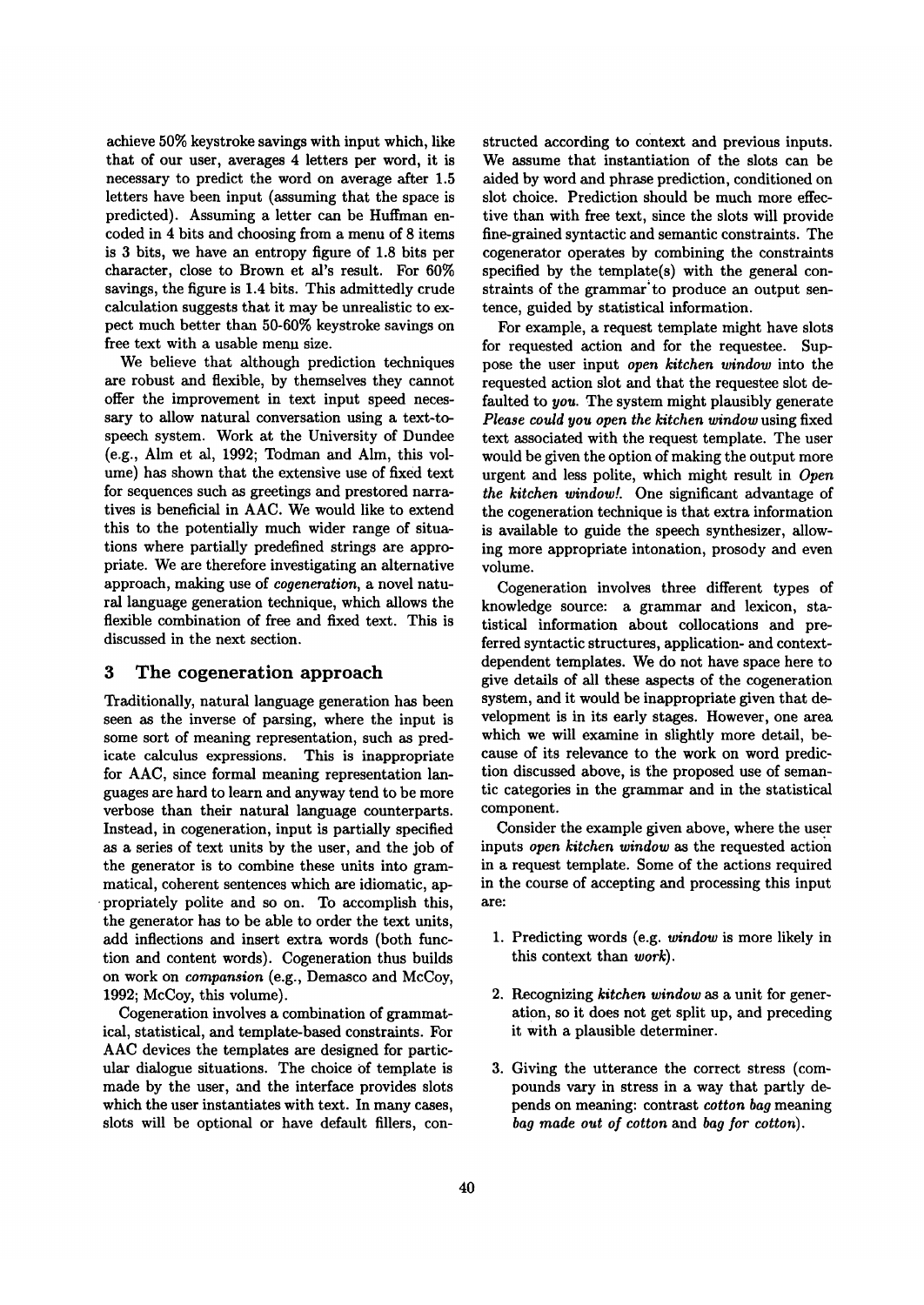achieve 50% keystroke savings with input which, like that of our user, averages 4 letters per word, it is necessary to predict the word on average after 1.5 letters have been input (assuming that the space is predicted). Assuming a letter can be Huffman encoded in 4 bits and choosing from a menu of 8 items is 3 bits, we have an entropy figure of 1.8 bits per character, close to Brown et al's result. For 60% savings, the figure is 1.4 bits. This admittedly crude calculation suggests that it may be unrealistic to expect much better than 50-60% keystroke savings on free text with a usable menu size.

We believe that although prediction techniques are robust and flexible, by themselves they cannot offer the improvement in text input speed necessary to allow natural conversation using a text-to-speech system. Work at the University of Dundee (e.g., Alm et al, 1992; Todman and Alm, this volume) has shown that the extensive use of fixed text for sequences such as greetings and prestored narratives is beneficial in AAC. We would like to extend this to the potentially much wider range of situations where partially predefined strings are appropriate. We are therefore investigating an alternative approach, making use of *cogeneration*, a novel natural language generation technique, which allows the flexible combination of free and fixed text. This is discussed in the next section.

## 3 The cogeneration approach

Traditionally, natural language generation has been seen as the inverse of parsing, where the input is some sort of meaning representation, such as predicate calculus expressions. This is inappropriate for AAC, since formal meaning representation languages are hard to learn and anyway tend to be more verbose than their natural language counterparts. Instead, in cogeneration, input is partially specified as a series of text units by the user, and the job of the generator is to combine these units into grammatical, coherent sentences which are idiomatic, appropriately polite and so on. To accomplish this, the generator has to be able to order the text units, add inflections and insert extra words (both function and content words). Cogeneration thus builds on work on *compansion* (e.g., Demasco and McCoy, 1992; McCoy, this volume).

Cogeneration involves a combination of grammatical, statistical, and template-based constraints. For AAC devices the templates are designed for particular dialogue situations. The choice of template is made by the user, and the interface provides slots which the user instantiates with text. In many cases, slots will be optional or have default fillers, constructed according to context and previous inputs. We assume that instantiation of the slots can be aided by word and phrase prediction, conditioned on slot choice. Prediction should be much more effective than with free text, since the slots will provide fine-grained syntactic and semantic constraints. The cogenerator operates by combining the constraints specified by the template(s) with the general constraints of the grammar to produce an output sentence, guided by statistical information.

For example, a request template might have slots for requested action and for the requestee. Suppose the user input *open kitchen window* into the requested action slot and that the requestee slot defaulted to *you*. The system might plausibly generate *Please could you open the kitchen window* using fixed text associated with the request template. The user would be given the option of making the output more urgent and less polite, which might result in *Open the kitchen window!*. One significant advantage of the cogeneration technique is that extra information is available to guide the speech synthesizer, allowing more appropriate intonation, prosody and even volume.

Cogeneration involves three different types of knowledge source: a grammar and lexicon, statistical information about collocations and preferred syntactic structures, application- and context-dependent templates. We do not have space here to give details of all these aspects of the cogeneration system, and it would be inappropriate given that development is in its early stages. However, one area which we will examine in slightly more detail, because of its relevance to the work on word prediction discussed above, is the proposed use of semantic categories in the grammar and in the statistical component.

Consider the example given above, where the user inputs *open kitchen window* as the requested action in a request template. Some of the actions required in the course of accepting and processing this input are:

1. Predicting words (e.g. *window* is more likely in this context than *work*).
2. Recognizing *kitchen window* as a unit for generation, so it does not get split up, and preceding it with a plausible determiner.
3. Giving the utterance the correct stress (compounds vary in stress in a way that partly depends on meaning: contrast *cotton bag* meaning *bag made out of cotton* and *bag for cotton*).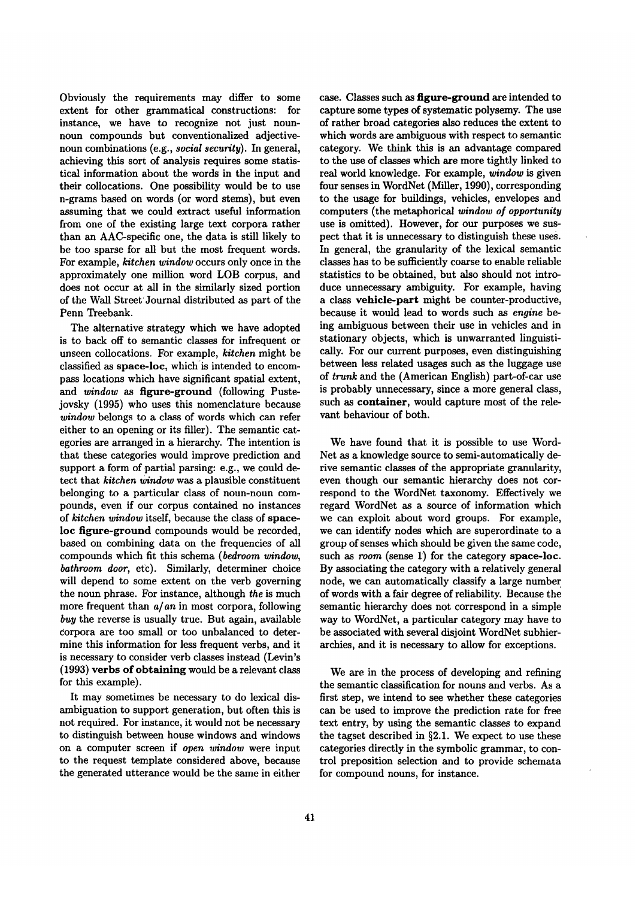Obviously the requirements may differ to some extent for other grammatical constructions: for instance, we have to recognize not just noun-noun compounds but conventionalized adjective-noun combinations (e.g., *social security*). In general, achieving this sort of analysis requires some statistical information about the words in the input and their collocations. One possibility would be to use n-grams based on words (or word stems), but even assuming that we could extract useful information from one of the existing large text corpora rather than an AAC-specific one, the data is still likely to be too sparse for all but the most frequent words. For example, *kitchen window* occurs only once in the approximately one million word LOB corpus, and does not occur at all in the similarly sized portion of the Wall Street Journal distributed as part of the Penn Treebank.

The alternative strategy which we have adopted is to back off to semantic classes for infrequent or unseen collocations. For example, *kitchen* might be classified as **space-loc**, which is intended to encompass locations which have significant spatial extent, and *window* as **figure-ground** (following Pustejovsky (1995) who uses this nomenclature because *window* belongs to a class of words which can refer either to an opening or its filler). The semantic categories are arranged in a hierarchy. The intention is that these categories would improve prediction and support a form of partial parsing: e.g., we could detect that *kitchen window* was a plausible constituent belonging to a particular class of noun-noun compounds, even if our corpus contained no instances of *kitchen window* itself, because the class of **space-loc figure-ground** compounds would be recorded, based on combining data on the frequencies of all compounds which fit this schema (*bedroom window*, *bathroom door*, etc). Similarly, determiner choice will depend to some extent on the verb governing the noun phrase. For instance, although *the* is much more frequent than *a/an* in most corpora, following *buy* the reverse is usually true. But again, available corpora are too small or too unbalanced to determine this information for less frequent verbs, and it is necessary to consider verb classes instead (Levin's (1993) **verbs of obtaining** would be a relevant class for this example).

It may sometimes be necessary to do lexical disambiguation to support generation, but often this is not required. For instance, it would not be necessary to distinguish between house windows and windows on a computer screen if *open window* were input to the request template considered above, because the generated utterance would be the same in either case. Classes such as **figure-ground** are intended to capture some types of systematic polysemy. The use of rather broad categories also reduces the extent to which words are ambiguous with respect to semantic category. We think this is an advantage compared to the use of classes which are more tightly linked to real world knowledge. For example, *window* is given four senses in WordNet (Miller, 1990), corresponding to the usage for buildings, vehicles, envelopes and computers (the metaphorical *window of opportunity* use is omitted). However, for our purposes we suspect that it is unnecessary to distinguish these uses. In general, the granularity of the lexical semantic classes has to be sufficiently coarse to enable reliable statistics to be obtained, but also should not introduce unnecessary ambiguity. For example, having a class **vehicle-part** might be counter-productive, because it would lead to words such as *engine* being ambiguous between their use in vehicles and in stationary objects, which is unwarranted linguistically. For our current purposes, even distinguishing between less related usages such as the luggage use of *trunk* and the (American English) part-of-car use is probably unnecessary, since a more general class, such as **container**, would capture most of the relevant behaviour of both.

We have found that it is possible to use WordNet as a knowledge source to semi-automatically derive semantic classes of the appropriate granularity, even though our semantic hierarchy does not correspond to the WordNet taxonomy. Effectively we regard WordNet as a source of information which we can exploit about word groups. For example, we can identify nodes which are superordinate to a group of senses which should be given the same code, such as *room* (sense 1) for the category **space-loc**. By associating the category with a relatively general node, we can automatically classify a large number of words with a fair degree of reliability. Because the semantic hierarchy does not correspond in a simple way to WordNet, a particular category may have to be associated with several disjoint WordNet subhierarchies, and it is necessary to allow for exceptions.

We are in the process of developing and refining the semantic classification for nouns and verbs. As a first step, we intend to see whether these categories can be used to improve the prediction rate for free text entry, by using the semantic classes to expand the tagset described in §2.1. We expect to use these categories directly in the symbolic grammar, to control preposition selection and to provide schemata for compound nouns, for instance.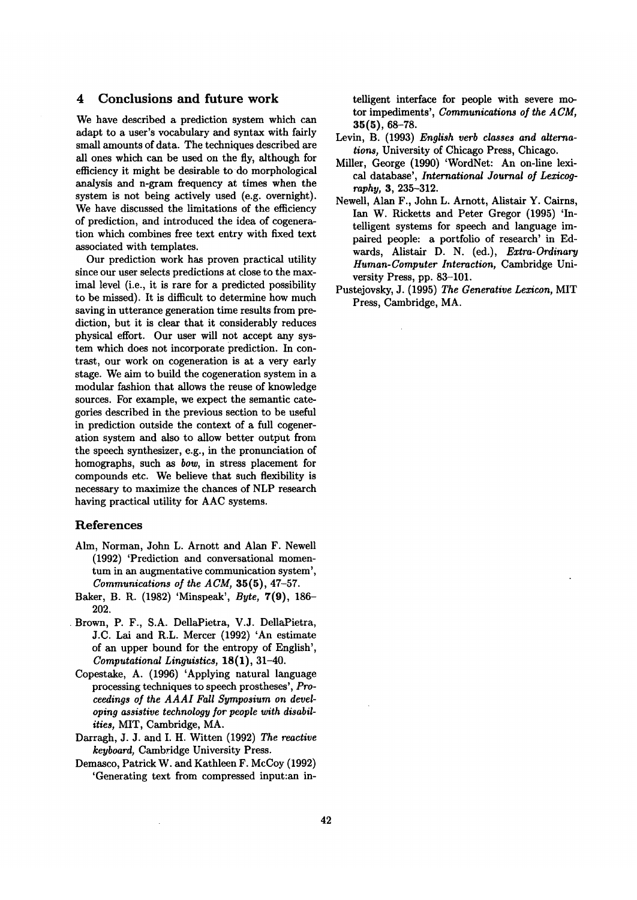## 4 Conclusions and future work

We have described a prediction system which can adapt to a user's vocabulary and syntax with fairly small amounts of data. The techniques described are all ones which can be used on the fly, although for efficiency it might be desirable to do morphological analysis and n-gram frequency at times when the system is not being actively used (e.g. overnight). We have discussed the limitations of the efficiency of prediction, and introduced the idea of cogeneration which combines free text entry with fixed text associated with templates.

Our prediction work has proven practical utility since our user selects predictions at close to the maximal level (i.e., it is rare for a predicted possibility to be missed). It is difficult to determine how much saving in utterance generation time results from prediction, but it is clear that it considerably reduces physical effort. Our user will not accept any system which does not incorporate prediction. In contrast, our work on cogeneration is at a very early stage. We aim to build the cogeneration system in a modular fashion that allows the reuse of knowledge sources. For example, we expect the semantic categories described in the previous section to be useful in prediction outside the context of a full cogeneration system and also to allow better output from the speech synthesizer, e.g., in the pronunciation of homographs, such as *bow*, in stress placement for compounds etc. We believe that such flexibility is necessary to maximize the chances of NLP research having practical utility for AAC systems.

## References

Alm, Norman, John L. Arnott and Alan F. Newell (1992) 'Prediction and conversational momentum in an augmentative communication system', *Communications of the ACM,* **35(5)**, 47–57.

Baker, B. R. (1982) 'Minspeak', *Byte,* **7(9)**, 186–202.

Brown, P. F., S.A. DellaPietra, V.J. DellaPietra, J.C. Lai and R.L. Mercer (1992) 'An estimate of an upper bound for the entropy of English', *Computational Linguistics,* **18(1)**, 31–40.

Copestake, A. (1996) 'Applying natural language processing techniques to speech prostheses', *Proceedings of the AAAI Fall Symposium on developing assistive technology for people with disabilities,* MIT, Cambridge, MA.

Darragh, J. J. and I. H. Witten (1992) *The reactive keyboard,* Cambridge University Press.

Demasco, Patrick W. and Kathleen F. McCoy (1992) 'Generating text from compressed input:an intelligent interface for people with severe motor impediments', *Communications of the ACM,* **35(5)**, 68–78.

Levin, B. (1993) *English verb classes and alternations,* University of Chicago Press, Chicago.

Miller, George (1990) 'WordNet: An on-line lexical database', *International Journal of Lexicography,* **3**, 235–312.

Newell, Alan F., John L. Arnott, Alistair Y. Cairns, Ian W. Ricketts and Peter Gregor (1995) 'Intelligent systems for speech and language impaired people: a portfolio of research' in Edwards, Alistair D. N. (ed.), *Extra-Ordinary Human-Computer Interaction,* Cambridge University Press, pp. 83–101.

Pustejovsky, J. (1995) *The Generative Lexicon,* MIT Press, Cambridge, MA.